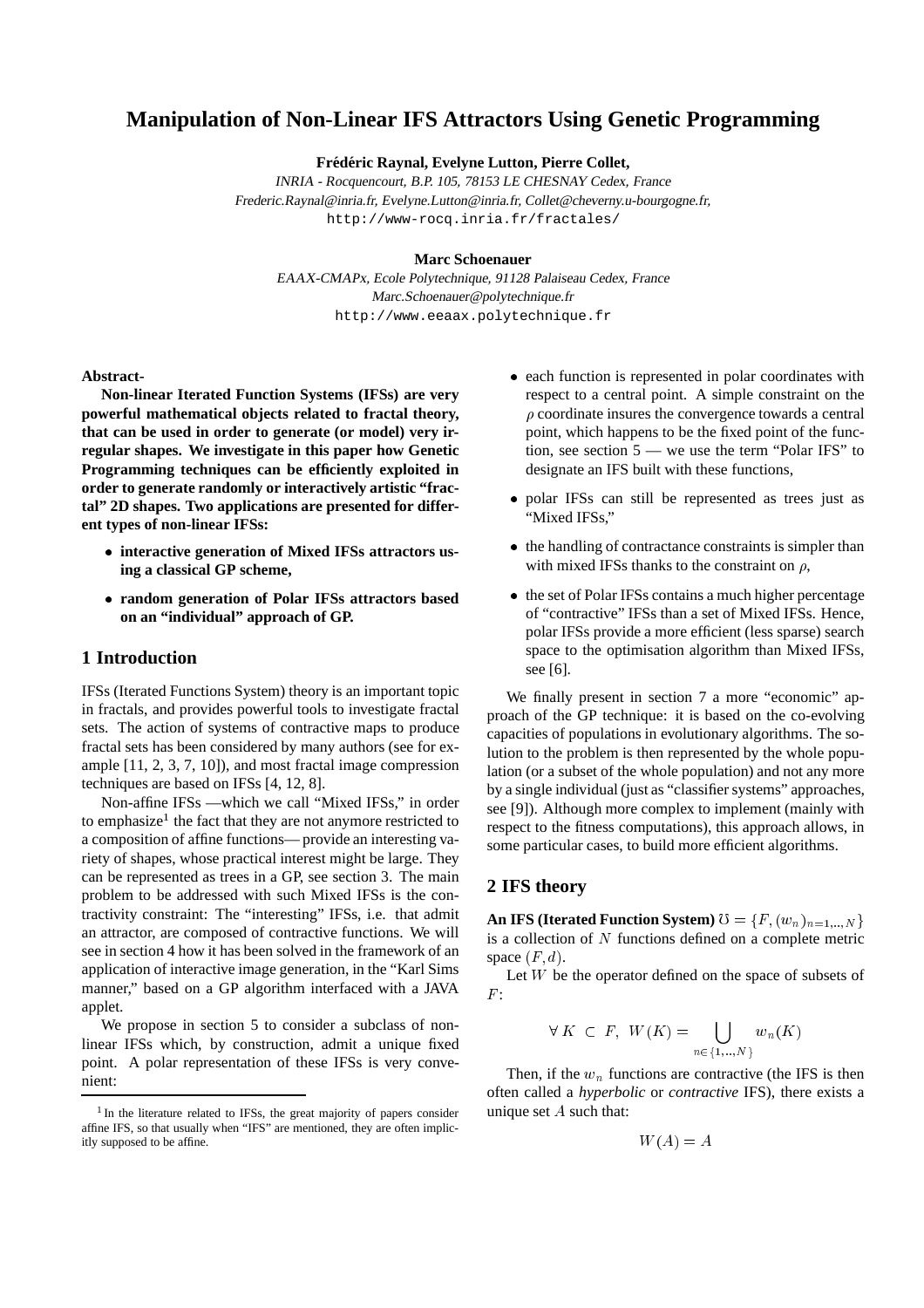# Manipulation of Non-Linear IFS Attractors Using Genetic Programming

**Frédéric Raynal, Evelyne Lutton, Pierre Collet,**

*INRIA - Rocquencourt, B.P. 105, 78153 LE CHESNAY Cedex, France*
*Frederic.Raynal@inria.fr, Evelyne.Lutton@inria.fr, Collet@cheverny.u-bourgogne.fr,*
http://www-rocq.inria.fr/fractales/

**Marc Schoenauer**

*EAAX-CMAPx, Ecole Polytechnique, 91128 Palaiseau Cedex, France*
*Marc.Schoenauer@polytechnique.fr*
http://www.eeaax.polytechnique.fr

**Abstract-**

**Non-linear Iterated Function Systems (IFSs) are very powerful mathematical objects related to fractal theory, that can be used in order to generate (or model) very irregular shapes. We investigate in this paper how Genetic Programming techniques can be efficiently exploited in order to generate randomly or interactively artistic "fractal" 2D shapes. Two applications are presented for different types of non-linear IFSs:**

- **interactive generation of Mixed IFSs attractors using a classical GP scheme,**
- **random generation of Polar IFSs attractors based on an "individual" approach of GP.**

## 1 Introduction

IFSs (Iterated Functions System) theory is an important topic in fractals, and provides powerful tools to investigate fractal sets. The action of systems of contractive maps to produce fractal sets has been considered by many authors (see for example [11, 2, 3, 7, 10]), and most fractal image compression techniques are based on IFSs [4, 12, 8].

Non-affine IFSs —which we call "Mixed IFSs," in order to emphasize[1] the fact that they are not anymore restricted to a composition of affine functions— provide an interesting variety of shapes, whose practical interest might be large. They can be represented as trees in a GP, see section 3. The main problem to be addressed with such Mixed IFSs is the contractivity constraint: The "interesting" IFSs, i.e. that admit an attractor, are composed of contractive functions. We will see in section 4 how it has been solved in the framework of an application of interactive image generation, in the "Karl Sims manner," based on a GP algorithm interfaced with a JAVA applet.

We propose in section 5 to consider a subclass of non-linear IFSs which, by construction, admit a unique fixed point. A polar representation of these IFSs is very convenient:

- each function is represented in polar coordinates with respect to a central point. A simple constraint on the $\rho$ coordinate insures the convergence towards a central point, which happens to be the fixed point of the function, see section 5 — we use the term "Polar IFS" to designate an IFS built with these functions,
- polar IFSs can still be represented as trees just as "Mixed IFSs,"
- the handling of contractance constraints is simpler than with mixed IFSs thanks to the constraint on $\rho$,
- the set of Polar IFSs contains a much higher percentage of "contractive" IFSs than a set of Mixed IFSs. Hence, polar IFSs provide a more efficient (less sparse) search space to the optimisation algorithm than Mixed IFSs, see [6].

We finally present in section 7 a more "economic" approach of the GP technique: it is based on the co-evolving capacities of populations in evolutionary algorithms. The solution to the problem is then represented by the whole population (or a subset of the whole population) and not any more by a single individual (just as "classifier systems" approaches, see [9]). Although more complex to implement (mainly with respect to the fitness computations), this approach allows, in some particular cases, to build more efficient algorithms.

## 2 IFS theory

**An IFS (Iterated Function System)** $\mho = \{F, (w_n)_{n=1,..,N}\}$ is a collection of $N$ functions defined on a complete metric space $(F, d)$.

Let $W$ be the operator defined on the space of subsets of $F$:

$$\forall\, K \subset F,\ W(K) = \bigcup_{n \in \{1,..,N\}} w_n(K)$$

Then, if the $w_n$ functions are contractive (the IFS is then often called a *hyperbolic* or *contractive* IFS), there exists a unique set $A$ such that:

$$W(A) = A$$

[1] In the literature related to IFSs, the great majority of papers consider affine IFS, so that usually when "IFS" are mentioned, they are often implicitly supposed to be affine.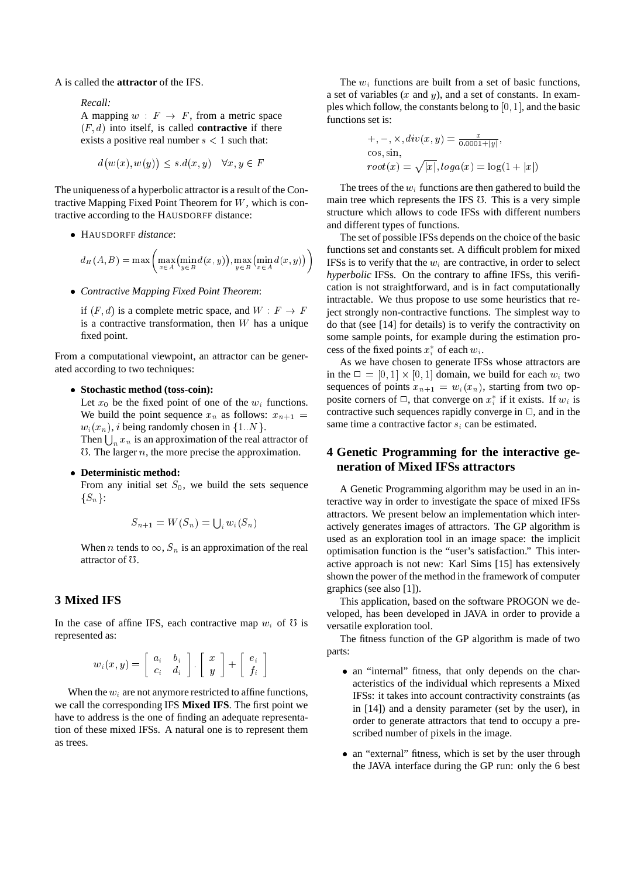A is called the **attractor** of the IFS.

> *Recall:*
> A mapping $w : F \to F$, from a metric space $(F, d)$ into itself, is called **contractive** if there exists a positive real number $s < 1$ such that:
>
> $$d\big(w(x), w(y)\big) \leq s.d(x, y) \quad \forall x, y \in F$$

The uniqueness of a hyperbolic attractor is a result of the Contractive Mapping Fixed Point Theorem for $W$, which is contractive according to the HAUSDORFF distance:

- HAUSDORFF *distance*:

$$d_H(A, B) = \max\left( \max_{x \in A}\big(\min_{y \in B} d(x, y)\big), \max_{y \in B}\big(\min_{x \in A} d(x, y)\big) \right)$$

- *Contractive Mapping Fixed Point Theorem*:

  if $(F, d)$ is a complete metric space, and $W : F \to F$ is a contractive transformation, then $W$ has a unique fixed point.

From a computational viewpoint, an attractor can be generated according to two techniques:

- **Stochastic method (toss-coin):**
  Let $x_0$ be the fixed point of one of the $w_i$ functions. We build the point sequence $x_n$ as follows: $x_{n+1} = w_i(x_n)$, $i$ being randomly chosen in $\{1..N\}$.
  Then $\bigcup_n x_n$ is an approximation of the real attractor of $\mho$. The larger $n$, the more precise the approximation.

- **Deterministic method:**
  From any initial set $S_0$, we build the sets sequence $\{S_n\}$:

  $$S_{n+1} = W(S_n) = \bigcup_i w_i(S_n)$$

  When $n$ tends to $\infty$, $S_n$ is an approximation of the real attractor of $\mho$.

## 3 Mixed IFS

In the case of affine IFS, each contractive map $w_i$ of $\mho$ is represented as:

$$w_i(x, y) = \begin{bmatrix} a_i & b_i \\ c_i & d_i \end{bmatrix} . \begin{bmatrix} x \\ y \end{bmatrix} + \begin{bmatrix} e_i \\ f_i \end{bmatrix}$$

When the $w_i$ are not anymore restricted to affine functions, we call the corresponding IFS **Mixed IFS**. The first point we have to address is the one of finding an adequate representation of these mixed IFSs. A natural one is to represent them as trees.

The $w_i$ functions are built from a set of basic functions, a set of variables ($x$ and $y$), and a set of constants. In examples which follow, the constants belong to $[0, 1]$, and the basic functions set is:

$$\begin{aligned}
&+, -, \times, div(x, y) = \tfrac{x}{0.0001 + |y|}, \\
&\cos, \sin, \\
&root(x) = \sqrt{|x|}, loga(x) = \log(1 + |x|)
\end{aligned}$$

The trees of the $w_i$ functions are then gathered to build the main tree which represents the IFS $\mho$. This is a very simple structure which allows to code IFSs with different numbers and different types of functions.

The set of possible IFSs depends on the choice of the basic functions set and constants set. A difficult problem for mixed IFSs is to verify that the $w_i$ are contractive, in order to select *hyperbolic* IFSs. On the contrary to affine IFSs, this verification is not straightforward, and is in fact computationally intractable. We thus propose to use some heuristics that reject strongly non-contractive functions. The simplest way to do that (see [14] for details) is to verify the contractivity on some sample points, for example during the estimation process of the fixed points $x_i^*$ of each $w_i$.

As we have chosen to generate IFSs whose attractors are in the $\square = [0, 1] \times [0, 1]$ domain, we build for each $w_i$ two sequences of points $x_{n+1} = w_i(x_n)$, starting from two opposite corners of $\square$, that converge on $x_i^*$ if it exists. If $w_i$ is contractive such sequences rapidly converge in $\square$, and in the same time a contractive factor $s_i$ can be estimated.

## 4 Genetic Programming for the interactive generation of Mixed IFSs attractors

A Genetic Programming algorithm may be used in an interactive way in order to investigate the space of mixed IFSs attractors. We present below an implementation which interactively generates images of attractors. The GP algorithm is used as an exploration tool in an image space: the implicit optimisation function is the "user's satisfaction." This interactive approach is not new: Karl Sims [15] has extensively shown the power of the method in the framework of computer graphics (see also [1]).

This application, based on the software PROGON we developed, has been developed in JAVA in order to provide a versatile exploration tool.

The fitness function of the GP algorithm is made of two parts:

- an "internal" fitness, that only depends on the characteristics of the individual which represents a Mixed IFSs: it takes into account contractivity constraints (as in [14]) and a density parameter (set by the user), in order to generate attractors that tend to occupy a prescribed number of pixels in the image.

- an "external" fitness, which is set by the user through the JAVA interface during the GP run: only the 6 best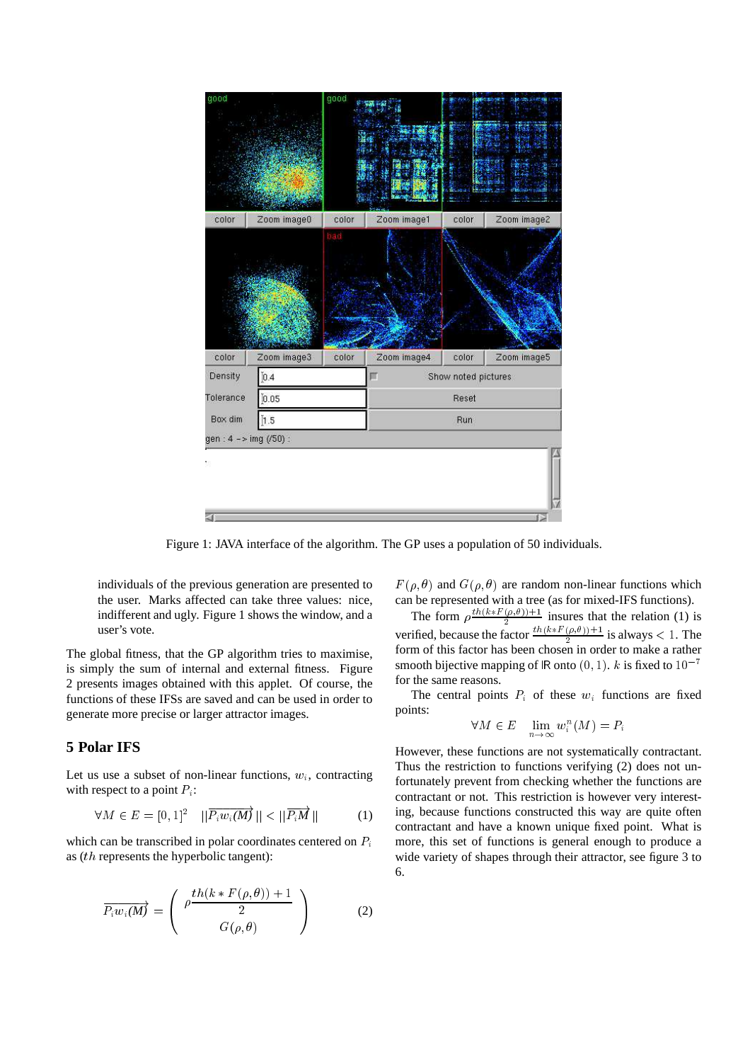Figure 1: JAVA interface of the algorithm. The GP uses a population of 50 individuals.

> individuals of the previous generation are presented to the user. Marks affected can take three values: nice, indifferent and ugly. Figure 1 shows the window, and a user's vote.

The global fitness, that the GP algorithm tries to maximise, is simply the sum of internal and external fitness. Figure 2 presents images obtained with this applet. Of course, the functions of these IFSs are saved and can be used in order to generate more precise or larger attractor images.

## 5 Polar IFS

Let us use a subset of non-linear functions, $w_i$, contracting with respect to a point $P_i$:

$$\forall M \in E = [0,1]^2 \quad ||\overrightarrow{P_i w_i(M)}|| < ||\overrightarrow{P_i M}|| \qquad (1)$$

which can be transcribed in polar coordinates centered on $P_i$ as ($th$ represents the hyperbolic tangent):

$$\overrightarrow{P_i w_i(M)} = \begin{pmatrix} \rho \dfrac{th(k * F(\rho,\theta)) + 1}{2} \\ G(\rho,\theta) \end{pmatrix} \qquad (2)$$

$F(\rho,\theta)$ and $G(\rho,\theta)$ are random non-linear functions which can be represented with a tree (as for mixed-IFS functions).

The form $\rho \frac{th(k*F(\rho,\theta))+1}{2}$ insures that the relation (1) is verified, because the factor $\frac{th(k*F(\rho,\theta))+1}{2}$ is always $< 1$. The form of this factor has been chosen in order to make a rather smooth bijective mapping of $\mathbb{R}$ onto $(0,1)$. $k$ is fixed to $10^{-7}$ for the same reasons.

The central points $P_i$ of these $w_i$ functions are fixed points:

$$\forall M \in E \quad \lim_{n \to \infty} w_i^n(M) = P_i$$

However, these functions are not systematically contractant. Thus the restriction to functions verifying (2) does not unfortunately prevent from checking whether the functions are contractant or not. This restriction is however very interesting, because functions constructed this way are quite often contractant and have a known unique fixed point. What is more, this set of functions is general enough to produce a wide variety of shapes through their attractor, see figure 3 to 6.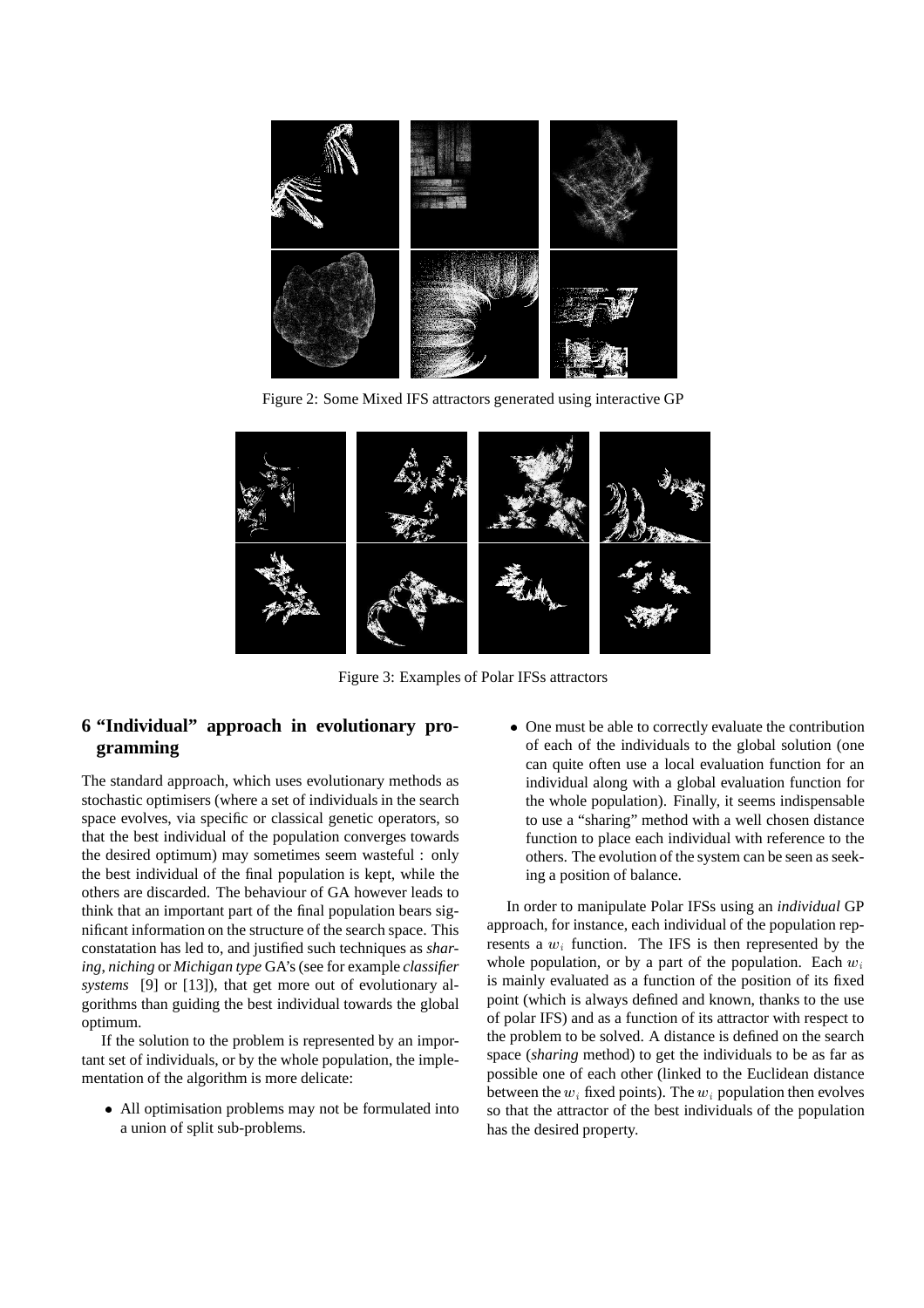Figure 2: Some Mixed IFS attractors generated using interactive GP

Figure 3: Examples of Polar IFSs attractors

## 6 "Individual" approach in evolutionary programming

The standard approach, which uses evolutionary methods as stochastic optimisers (where a set of individuals in the search space evolves, via specific or classical genetic operators, so that the best individual of the population converges towards the desired optimum) may sometimes seem wasteful : only the best individual of the final population is kept, while the others are discarded. The behaviour of GA however leads to think that an important part of the final population bears significant information on the structure of the search space. This constatation has led to, and justified such techniques as *sharing*, *niching* or *Michigan type* GA's (see for example *classifier systems* [9] or [13]), that get more out of evolutionary algorithms than guiding the best individual towards the global optimum.

If the solution to the problem is represented by an important set of individuals, or by the whole population, the implementation of the algorithm is more delicate:

- All optimisation problems may not be formulated into a union of split sub-problems.
- One must be able to correctly evaluate the contribution of each of the individuals to the global solution (one can quite often use a local evaluation function for an individual along with a global evaluation function for the whole population). Finally, it seems indispensable to use a "sharing" method with a well chosen distance function to place each individual with reference to the others. The evolution of the system can be seen as seeking a position of balance.

In order to manipulate Polar IFSs using an *individual* GP approach, for instance, each individual of the population represents a $w_i$ function. The IFS is then represented by the whole population, or by a part of the population. Each $w_i$ is mainly evaluated as a function of the position of its fixed point (which is always defined and known, thanks to the use of polar IFS) and as a function of its attractor with respect to the problem to be solved. A distance is defined on the search space (*sharing* method) to get the individuals to be as far as possible one of each other (linked to the Euclidean distance between the $w_i$ fixed points). The $w_i$ population then evolves so that the attractor of the best individuals of the population has the desired property.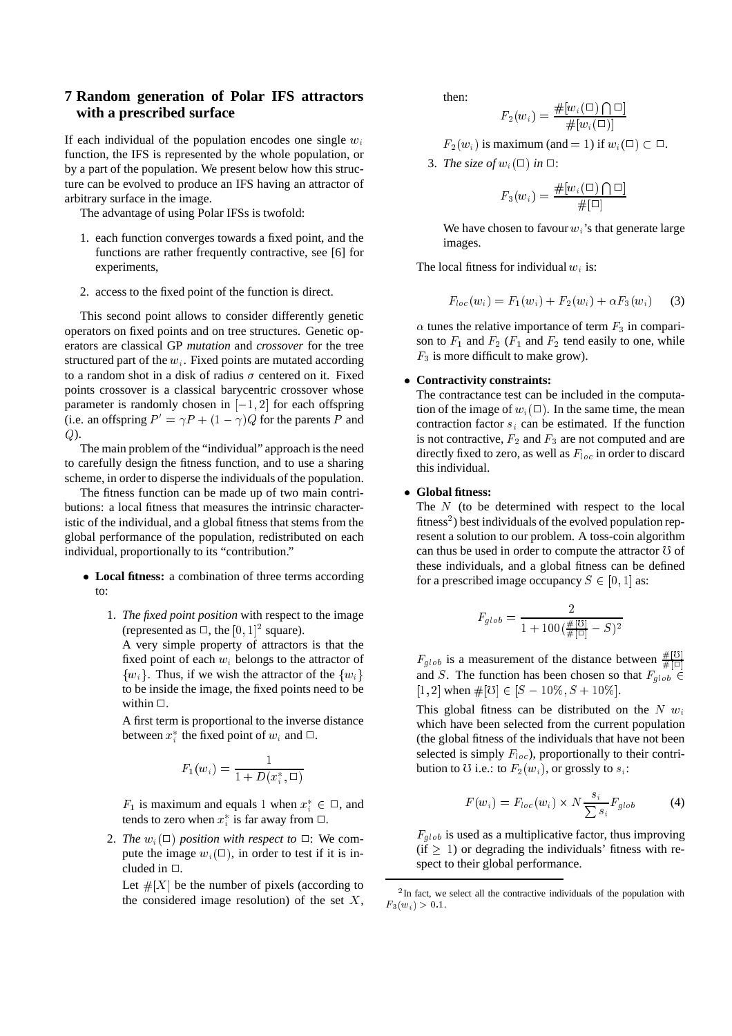## 7 Random generation of Polar IFS attractors with a prescribed surface

If each individual of the population encodes one single $w_i$ function, the IFS is represented by the whole population, or by a part of the population. We present below how this structure can be evolved to produce an IFS having an attractor of arbitrary surface in the image.

The advantage of using Polar IFSs is twofold:

1. each function converges towards a fixed point, and the functions are rather frequently contractive, see [6] for experiments,
2. access to the fixed point of the function is direct.

This second point allows to consider differently genetic operators on fixed points and on tree structures. Genetic operators are classical GP *mutation* and *crossover* for the tree structured part of the $w_i$. Fixed points are mutated according to a random shot in a disk of radius $\sigma$ centered on it. Fixed points crossover is a classical barycentric crossover whose parameter is randomly chosen in $[-1, 2]$ for each offspring (i.e. an offspring $P' = \gamma P + (1 - \gamma)Q$ for the parents $P$ and $Q$).

The main problem of the "individual" approach is the need to carefully design the fitness function, and to use a sharing scheme, in order to disperse the individuals of the population.

The fitness function can be made up of two main contributions: a local fitness that measures the intrinsic characteristic of the individual, and a global fitness that stems from the global performance of the population, redistributed on each individual, proportionally to its "contribution."

- **Local fitness:** a combination of three terms according to:
  1. *The fixed point position* with respect to the image (represented as $\square$, the $[0, 1]^2$ square).
     A very simple property of attractors is that the fixed point of each $w_i$ belongs to the attractor of $\{w_i\}$. Thus, if we wish the attractor of the $\{w_i\}$ to be inside the image, the fixed points need to be within $\square$.
     A first term is proportional to the inverse distance between $x_i^*$ the fixed point of $w_i$ and $\square$.
     $$F_1(w_i) = \frac{1}{1 + D(x_i^*, \square)}$$
     $F_1$ is maximum and equals 1 when $x_i^* \in \square$, and tends to zero when $x_i^*$ is far away from $\square$.
  2. *The $w_i(\square)$ position with respect to $\square$:* We compute the image $w_i(\square)$, in order to test if it is included in $\square$.
     Let $\#[X]$ be the number of pixels (according to the considered image resolution) of the set $X$, then:
     $$F_2(w_i) = \frac{\#[w_i(\square) \bigcap \square]}{\#[w_i(\square)]}$$
     $F_2(w_i)$ is maximum (and $= 1$) if $w_i(\square) \subset \square$.
  3. *The size of $w_i(\square)$ in $\square$:*
     $$F_3(w_i) = \frac{\#[w_i(\square) \bigcap \square]}{\#[\square]}$$
     We have chosen to favour $w_i$'s that generate large images.

  The local fitness for individual $w_i$ is:
  $$F_{loc}(w_i) = F_1(w_i) + F_2(w_i) + \alpha F_3(w_i) \qquad (3)$$
  $\alpha$ tunes the relative importance of term $F_3$ in comparison to $F_1$ and $F_2$ ($F_1$ and $F_2$ tend easily to one, while $F_3$ is more difficult to make grow).

- **Contractivity constraints:**
  The contractance test can be included in the computation of the image of $w_i(\square)$. In the same time, the mean contraction factor $s_i$ can be estimated. If the function is not contractive, $F_2$ and $F_3$ are not computed and are directly fixed to zero, as well as $F_{loc}$ in order to discard this individual.

- **Global fitness:**
  The $N$ (to be determined with respect to the local fitness[2]) best individuals of the evolved population represent a solution to our problem. A toss-coin algorithm can thus be used in order to compute the attractor $\mho$ of these individuals, and a global fitness can be defined for a prescribed image occupancy $S \in [0, 1]$ as:
  $$F_{glob} = \frac{2}{1 + 100\left(\frac{\#[\mho]}{\#[\square]} - S\right)^2}$$
  $F_{glob}$ is a measurement of the distance between $\frac{\#[\mho]}{\#[\square]}$ and $S$. The function has been chosen so that $F_{glob} \in [1, 2]$ when $\#[\mho] \in [S - 10\%, S + 10\%]$.
  This global fitness can be distributed on the $N$ $w_i$ which have been selected from the current population (the global fitness of the individuals that have not been selected is simply $F_{loc}$), proportionally to their contribution to $\mho$ i.e.: to $F_2(w_i)$, or grossly to $s_i$:
  $$F(w_i) = F_{loc}(w_i) \times N \frac{s_i}{\sum s_i} F_{glob} \qquad (4)$$
  $F_{glob}$ is used as a multiplicative factor, thus improving (if $\geq 1$) or degrading the individuals' fitness with respect to their global performance.

[2] In fact, we select all the contractive individuals of the population with $F_3(w_i) > 0.1$.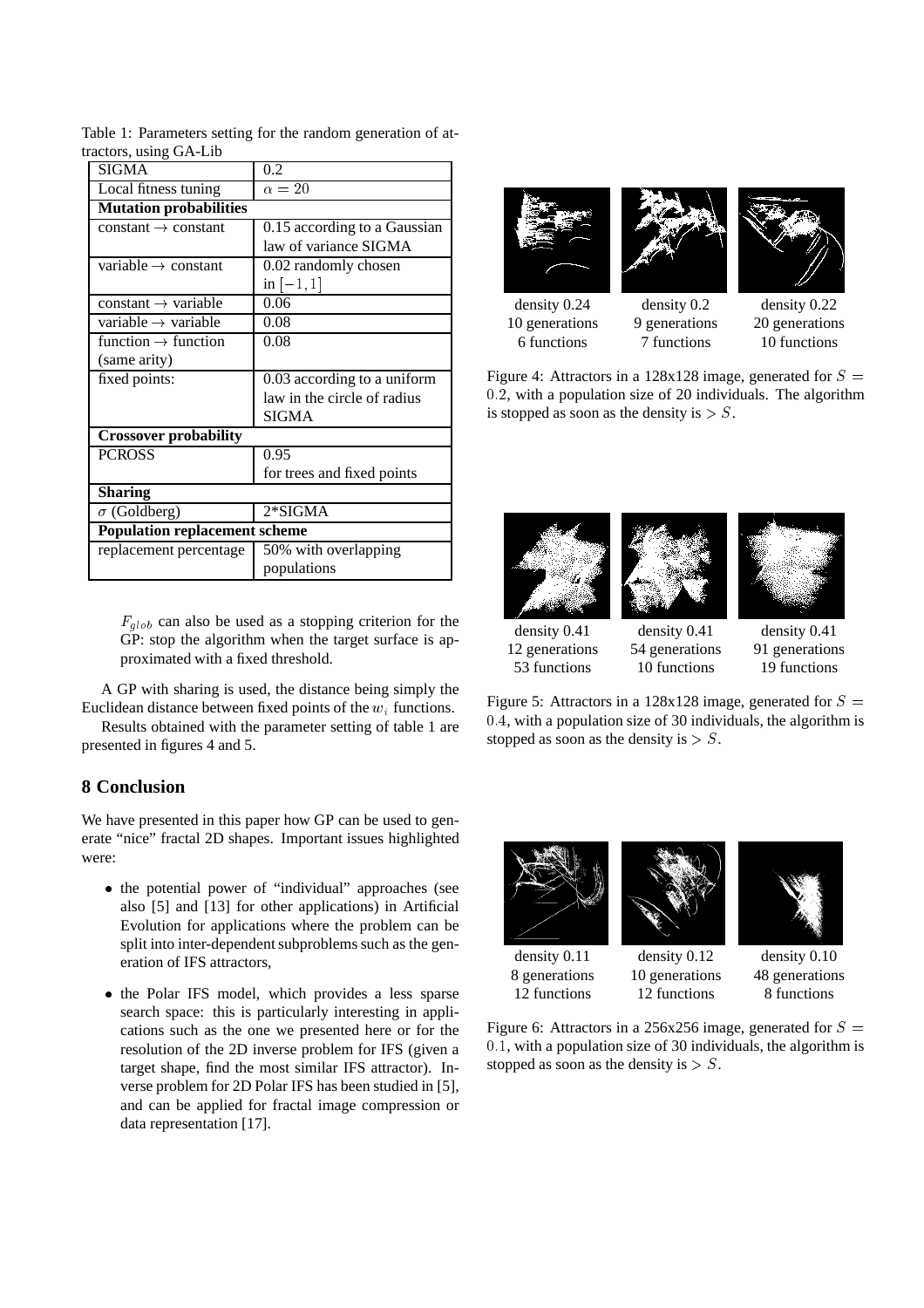Table 1: Parameters setting for the random generation of attractors, using GA-Lib

| SIGMA | 0.2 |
|---|---|
| Local fitness tuning | $\alpha = 20$ |
| **Mutation probabilities** | |
| constant $\rightarrow$ constant | 0.15 according to a Gaussian law of variance SIGMA |
| variable $\rightarrow$ constant | 0.02 randomly chosen in $[-1, 1]$ |
| constant $\rightarrow$ variable | 0.06 |
| variable $\rightarrow$ variable | 0.08 |
| function $\rightarrow$ function (same arity) | 0.08 |
| fixed points: | 0.03 according to a uniform law in the circle of radius SIGMA |
| **Crossover probability** | |
| PCROSS | 0.95 for trees and fixed points |
| **Sharing** | |
| $\sigma$ (Goldberg) | 2*SIGMA |
| **Population replacement scheme** | |
| replacement percentage | 50% with overlapping populations |

$F_{glob}$ can also be used as a stopping criterion for the GP: stop the algorithm when the target surface is approximated with a fixed threshold.

A GP with sharing is used, the distance being simply the Euclidean distance between fixed points of the $w_i$ functions.

Results obtained with the parameter setting of table 1 are presented in figures 4 and 5.

# 8 Conclusion

We have presented in this paper how GP can be used to generate "nice" fractal 2D shapes. Important issues highlighted were:

- the potential power of "individual" approaches (see also [5] and [13] for other applications) in Artificial Evolution for applications where the problem can be split into inter-dependent subproblems such as the generation of IFS attractors,
- the Polar IFS model, which provides a less sparse search space: this is particularly interesting in applications such as the one we presented here or for the resolution of the 2D inverse problem for IFS (given a target shape, find the most similar IFS attractor). Inverse problem for 2D Polar IFS has been studied in [5], and can be applied for fractal image compression or data representation [17].

| density 0.24 | density 0.2 | density 0.22 |
|---|---|---|
| 10 generations | 9 generations | 20 generations |
| 6 functions | 7 functions | 10 functions |

Figure 4: Attractors in a 128x128 image, generated for $S = 0.2$, with a population size of 20 individuals. The algorithm is stopped as soon as the density is $> S$.

| density 0.41 | density 0.41 | density 0.41 |
|---|---|---|
| 12 generations | 54 generations | 91 generations |
| 53 functions | 10 functions | 19 functions |

Figure 5: Attractors in a 128x128 image, generated for $S = 0.4$, with a population size of 30 individuals, the algorithm is stopped as soon as the density is $> S$.

| density 0.11 | density 0.12 | density 0.10 |
|---|---|---|
| 8 generations | 10 generations | 48 generations |
| 12 functions | 12 functions | 8 functions |

Figure 6: Attractors in a 256x256 image, generated for $S = 0.1$, with a population size of 30 individuals, the algorithm is stopped as soon as the density is $> S$.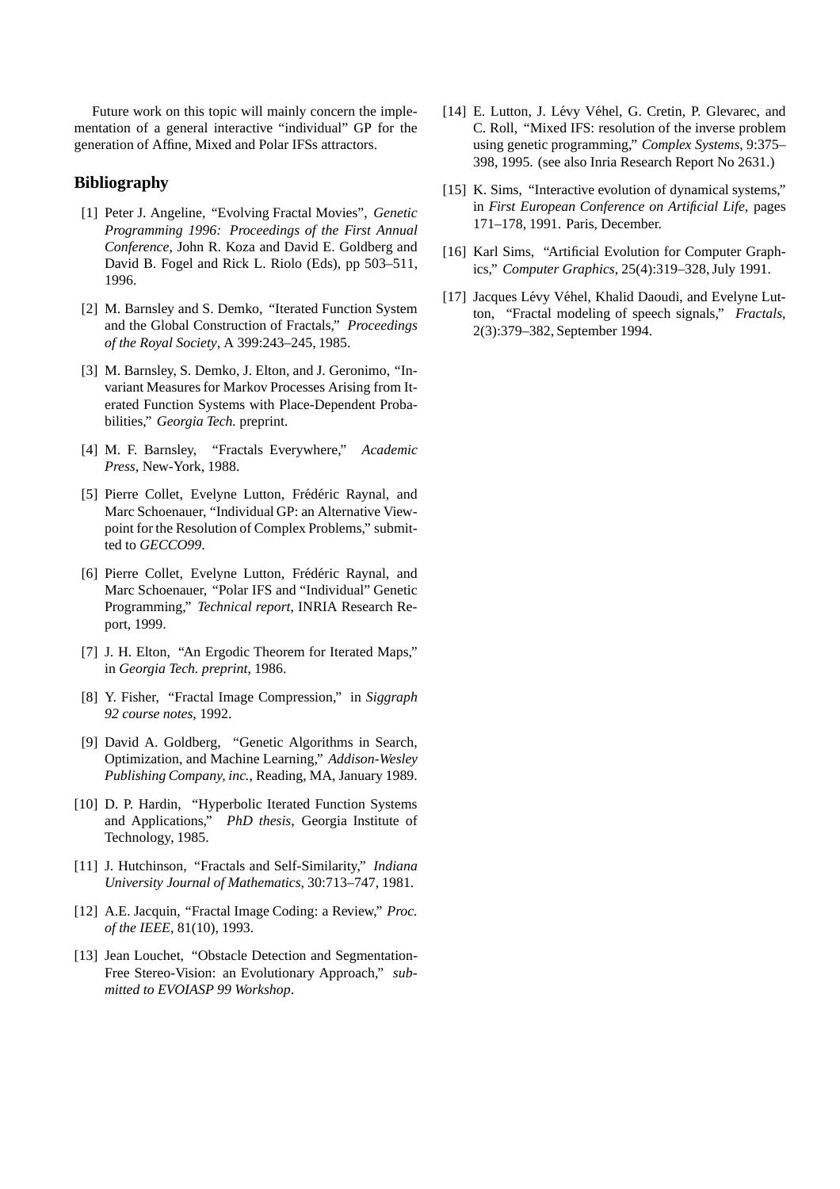Future work on this topic will mainly concern the implementation of a general interactive "individual" GP for the generation of Affine, Mixed and Polar IFSs attractors.

## Bibliography

[1] Peter J. Angeline, "Evolving Fractal Movies", *Genetic Programming 1996: Proceedings of the First Annual Conference*, John R. Koza and David E. Goldberg and David B. Fogel and Rick L. Riolo (Eds), pp 503–511, 1996.

[2] M. Barnsley and S. Demko, "Iterated Function System and the Global Construction of Fractals," *Proceedings of the Royal Society*, A 399:243–245, 1985.

[3] M. Barnsley, S. Demko, J. Elton, and J. Geronimo, "Invariant Measures for Markov Processes Arising from Iterated Function Systems with Place-Dependent Probabilities," *Georgia Tech.* preprint.

[4] M. F. Barnsley, "Fractals Everywhere," *Academic Press*, New-York, 1988.

[5] Pierre Collet, Evelyne Lutton, Frédéric Raynal, and Marc Schoenauer, "Individual GP: an Alternative Viewpoint for the Resolution of Complex Problems," submitted to *GECCO99*.

[6] Pierre Collet, Evelyne Lutton, Frédéric Raynal, and Marc Schoenauer, "Polar IFS and "Individual" Genetic Programming," *Technical report*, INRIA Research Report, 1999.

[7] J. H. Elton, "An Ergodic Theorem for Iterated Maps," in *Georgia Tech. preprint*, 1986.

[8] Y. Fisher, "Fractal Image Compression," in *Siggraph 92 course notes*, 1992.

[9] David A. Goldberg, "Genetic Algorithms in Search, Optimization, and Machine Learning," *Addison-Wesley Publishing Company, inc.*, Reading, MA, January 1989.

[10] D. P. Hardin, "Hyperbolic Iterated Function Systems and Applications," *PhD thesis*, Georgia Institute of Technology, 1985.

[11] J. Hutchinson, "Fractals and Self-Similarity," *Indiana University Journal of Mathematics*, 30:713–747, 1981.

[12] A.E. Jacquin, "Fractal Image Coding: a Review," *Proc. of the IEEE*, 81(10), 1993.

[13] Jean Louchet, "Obstacle Detection and Segmentation-Free Stereo-Vision: an Evolutionary Approach," *submitted to EVOIASP 99 Workshop*.

[14] E. Lutton, J. Lévy Véhel, G. Cretin, P. Glevarec, and C. Roll, "Mixed IFS: resolution of the inverse problem using genetic programming," *Complex Systems*, 9:375–398, 1995. (see also Inria Research Report No 2631.)

[15] K. Sims, "Interactive evolution of dynamical systems," in *First European Conference on Artificial Life*, pages 171–178, 1991. Paris, December.

[16] Karl Sims, "Artificial Evolution for Computer Graphics," *Computer Graphics*, 25(4):319–328, July 1991.

[17] Jacques Lévy Véhel, Khalid Daoudi, and Evelyne Lutton, "Fractal modeling of speech signals," *Fractals*, 2(3):379–382, September 1994.